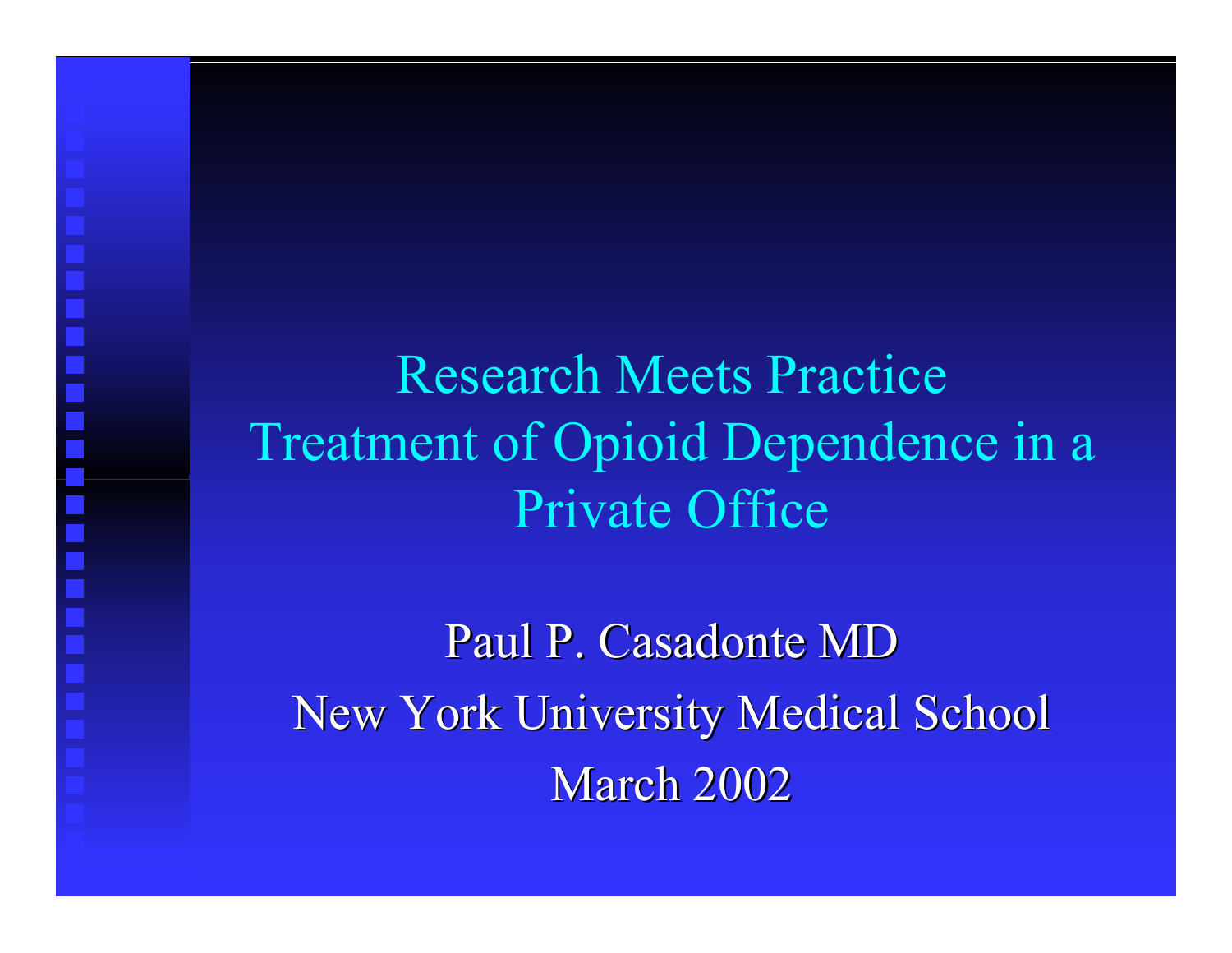# Research Meets Practice
# Treatment of Opioid Dependence in a Private Office

Paul P. Casadonte MD

New York University Medical School

March 2002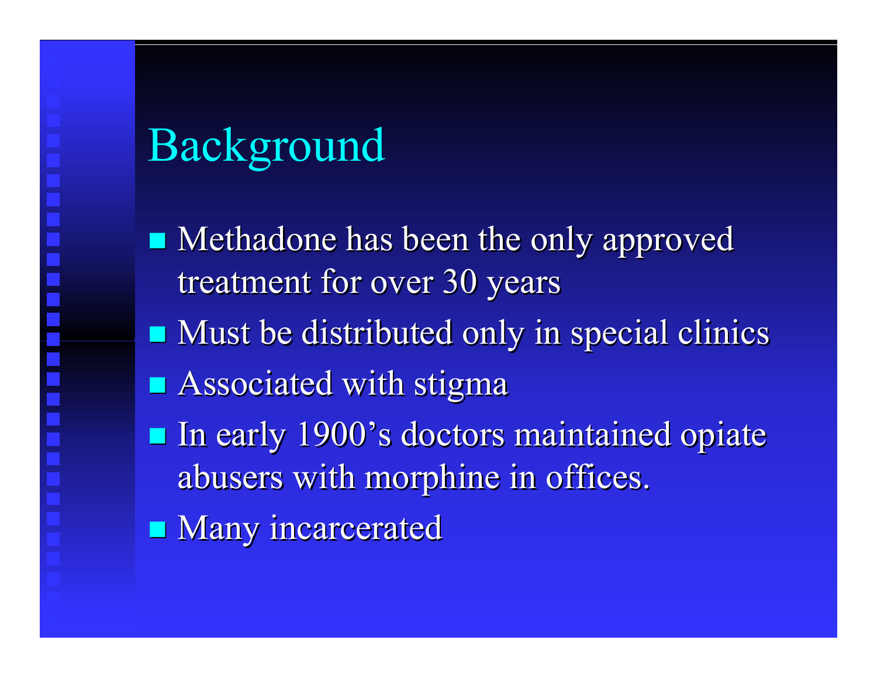# Background

- Methadone has been the only approved treatment for over 30 years
- Must be distributed only in special clinics
- Associated with stigma
- In early 1900's doctors maintained opiate abusers with morphine in offices.
- Many incarcerated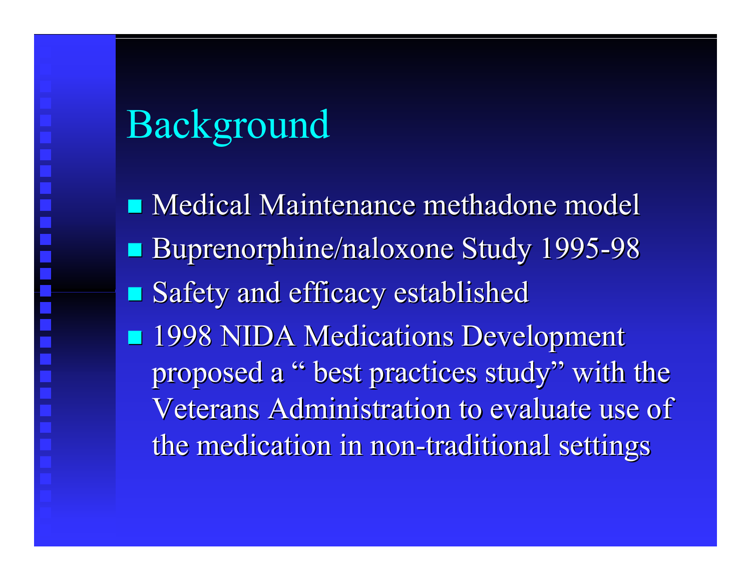# Background

- Medical Maintenance methadone model
- Buprenorphine/naloxone Study 1995-98
- Safety and efficacy established
- 1998 NIDA Medications Development proposed a " best practices study" with the Veterans Administration to evaluate use of the medication in non-traditional settings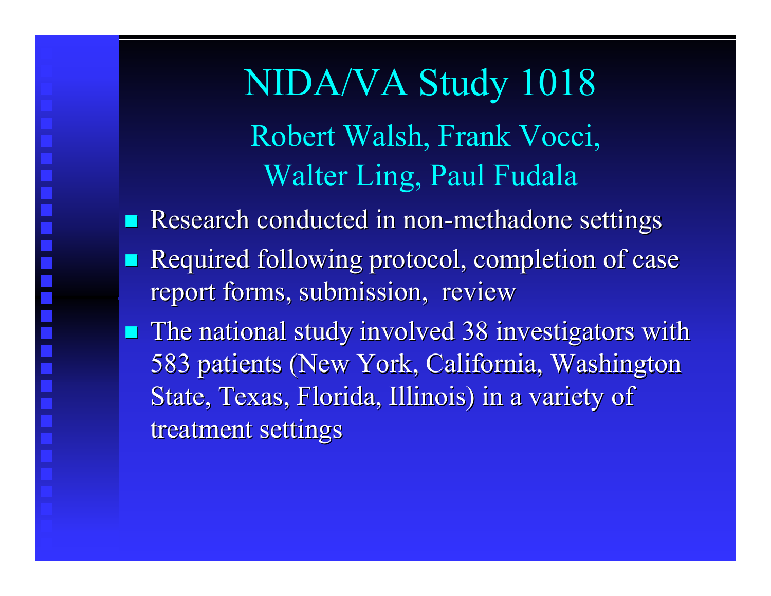# NIDA/VA Study 1018

## Robert Walsh, Frank Vocci, Walter Ling, Paul Fudala

- Research conducted in non-methadone settings
- Required following protocol, completion of case report forms, submission, review
- The national study involved 38 investigators with 583 patients (New York, California, Washington State, Texas, Florida, Illinois) in a variety of treatment settings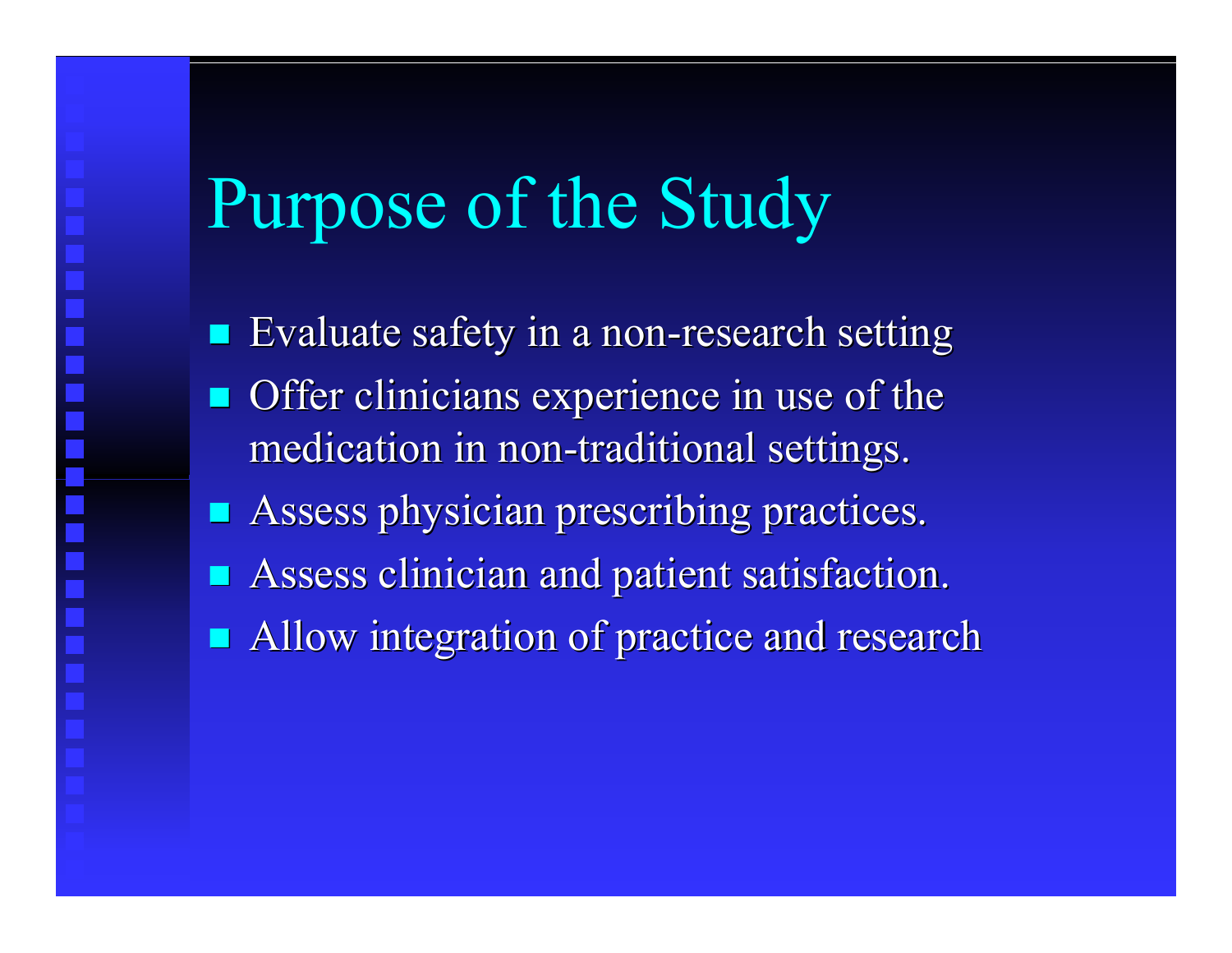# Purpose of the Study

- Evaluate safety in a non-research setting
- Offer clinicians experience in use of the medication in non-traditional settings.
- Assess physician prescribing practices.
- Assess clinician and patient satisfaction.
- Allow integration of practice and research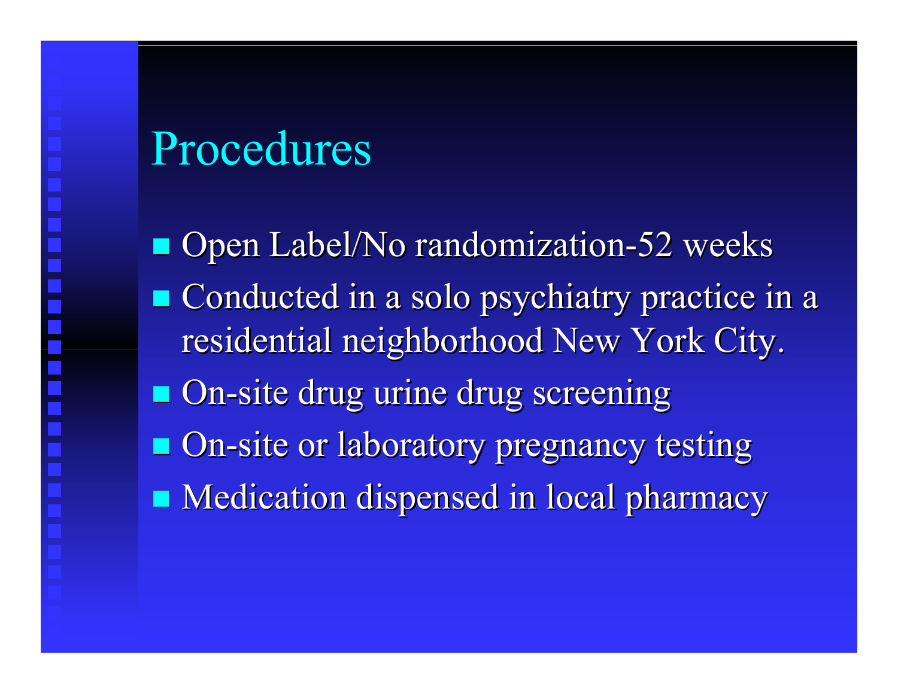# Procedures

- Open Label/No randomization-52 weeks
- Conducted in a solo psychiatry practice in a residential neighborhood New York City.
- On-site drug urine drug screening
- On-site or laboratory pregnancy testing
- Medication dispensed in local pharmacy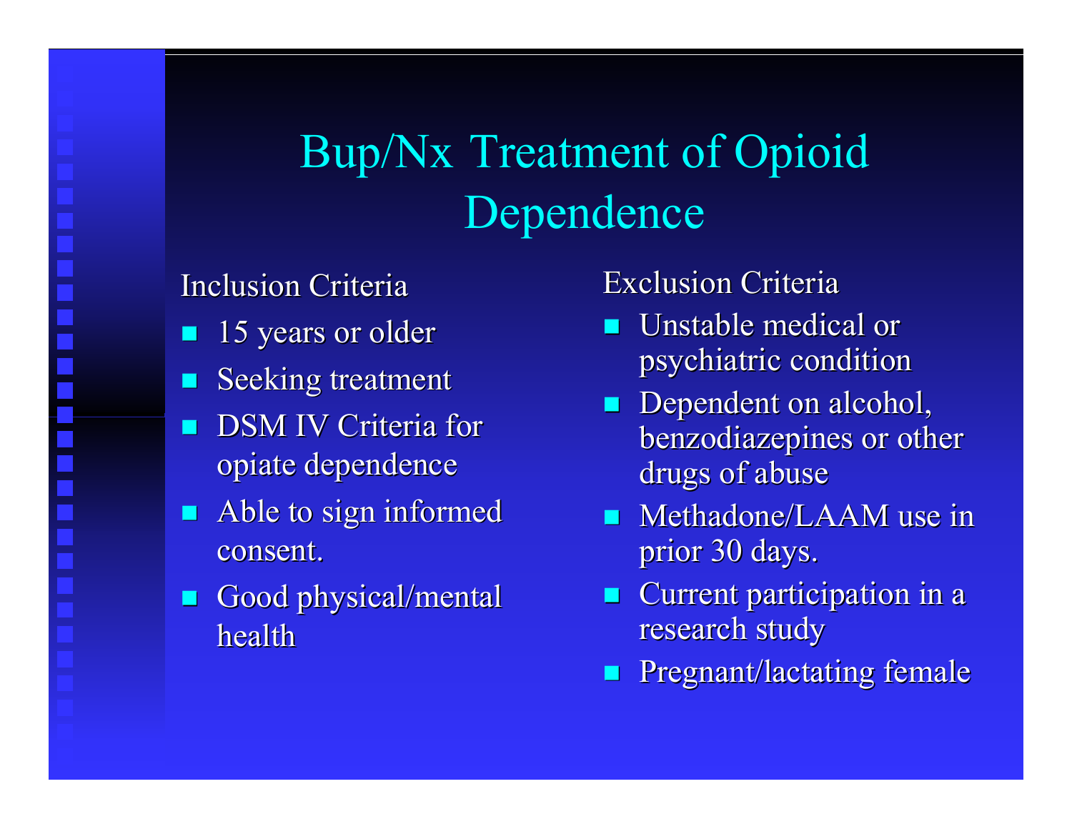# Bup/Nx Treatment of Opioid Dependence

Inclusion Criteria

- 15 years or older
- Seeking treatment
- DSM IV Criteria for opiate dependence
- Able to sign informed consent.
- Good physical/mental health

Exclusion Criteria

- Unstable medical or psychiatric condition
- Dependent on alcohol, benzodiazepines or other drugs of abuse
- Methadone/LAAM use in prior 30 days.
- Current participation in a research study
- Pregnant/lactating female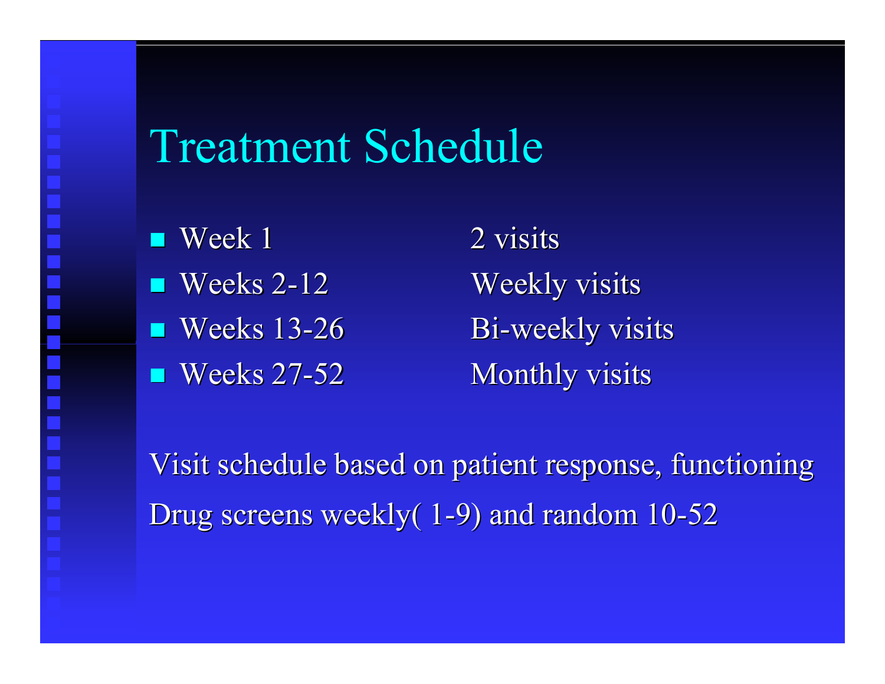# Treatment Schedule

- Week 1 — 2 visits
- Weeks 2-12 — Weekly visits
- Weeks 13-26 — Bi-weekly visits
- Weeks 27-52 — Monthly visits

Visit schedule based on patient response, functioning

Drug screens weekly( 1-9) and random 10-52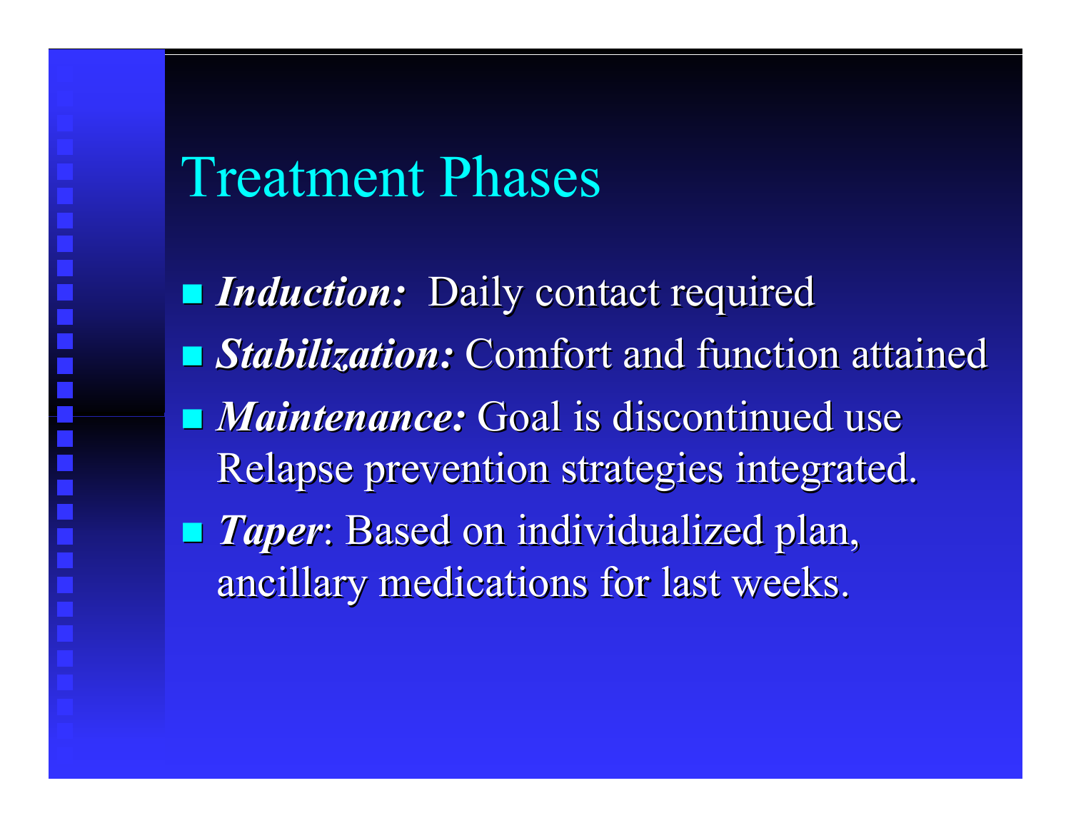# Treatment Phases

- ***Induction:*** Daily contact required
- ***Stabilization:*** Comfort and function attained
- ***Maintenance:*** Goal is discontinued use Relapse prevention strategies integrated.
- ***Taper***: Based on individualized plan, ancillary medications for last weeks.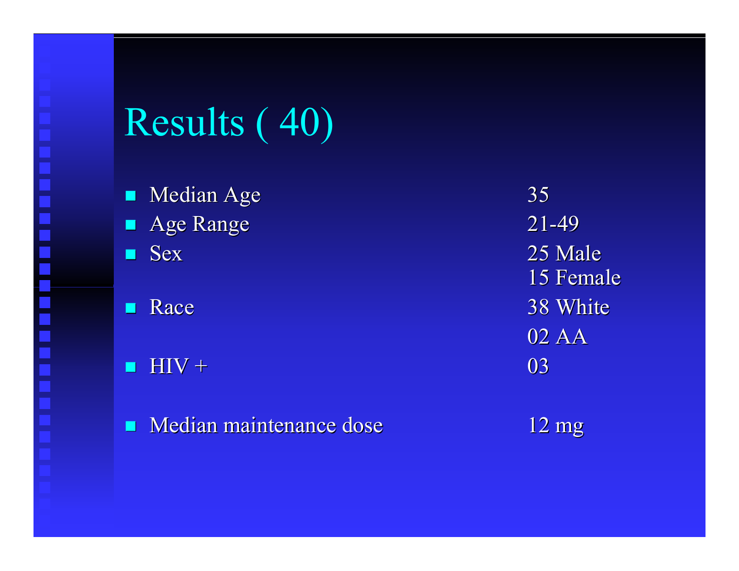# Results ( 40)

| | |
|---|---|
| Median Age | 35 |
| Age Range | 21-49 |
| Sex | 25 Male<br>15 Female |
| Race | 38 White<br>02 AA |
| HIV + | 03 |
| Median maintenance dose | 12 mg |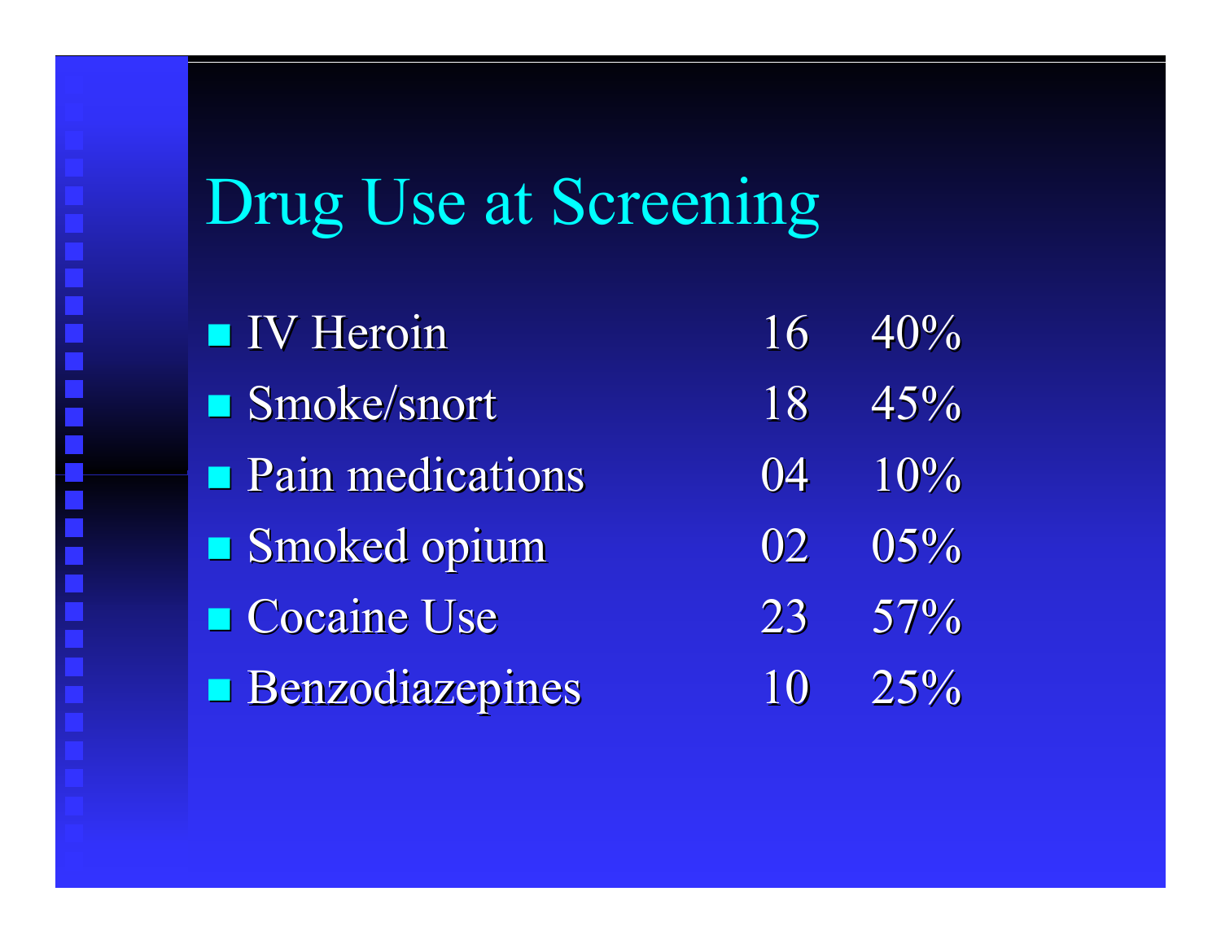# Drug Use at Screening

| | | |
|---|---|---|
| IV Heroin | 16 | 40% |
| Smoke/snort | 18 | 45% |
| Pain medications | 04 | 10% |
| Smoked opium | 02 | 05% |
| Cocaine Use | 23 | 57% |
| Benzodiazepines | 10 | 25% |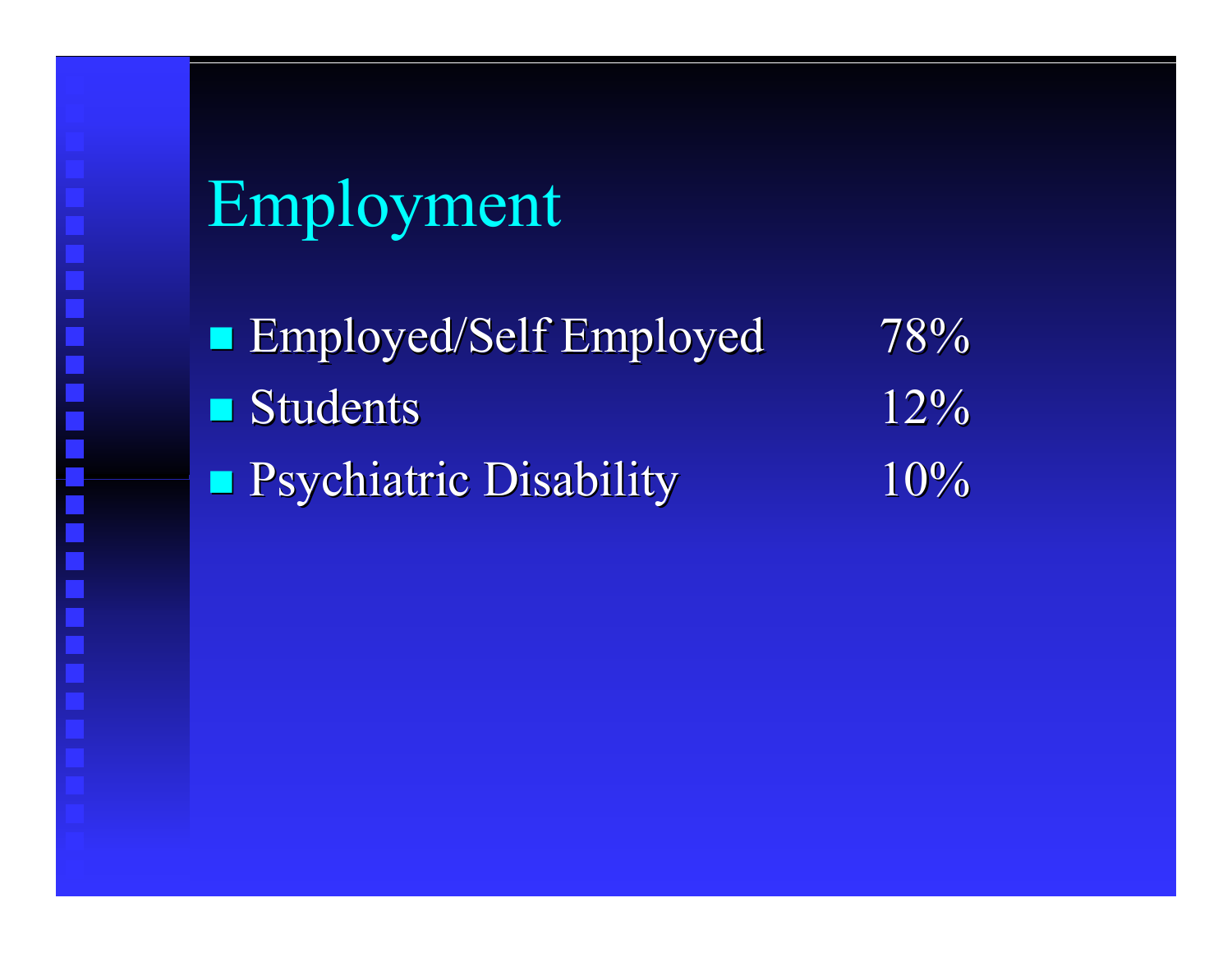# Employment

- Employed/Self Employed 78%
- Students 12%
- Psychiatric Disability 10%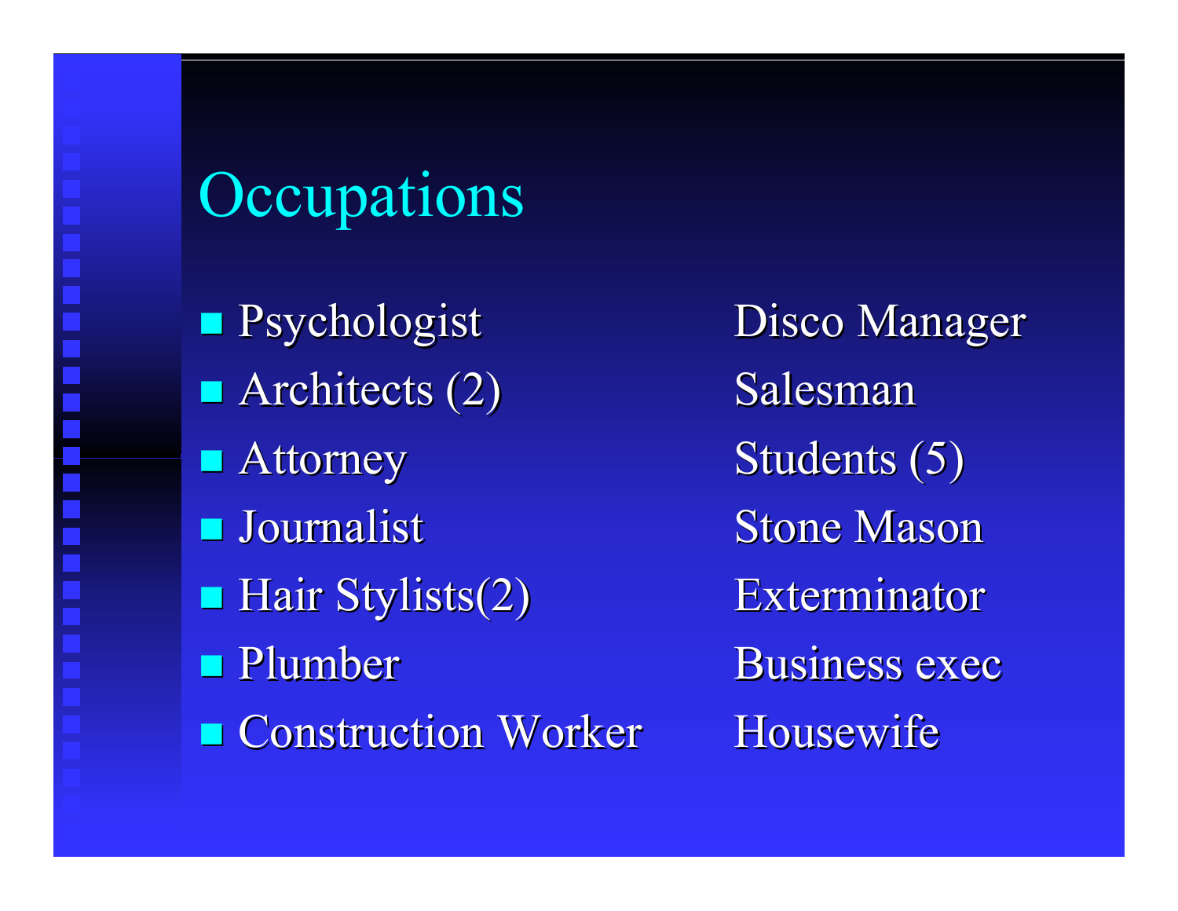# Occupations

- Psychologist
- Architects (2)
- Attorney
- Journalist
- Hair Stylists(2)
- Plumber
- Construction Worker

Disco Manager
Salesman
Students (5)
Stone Mason
Exterminator
Business exec
Housewife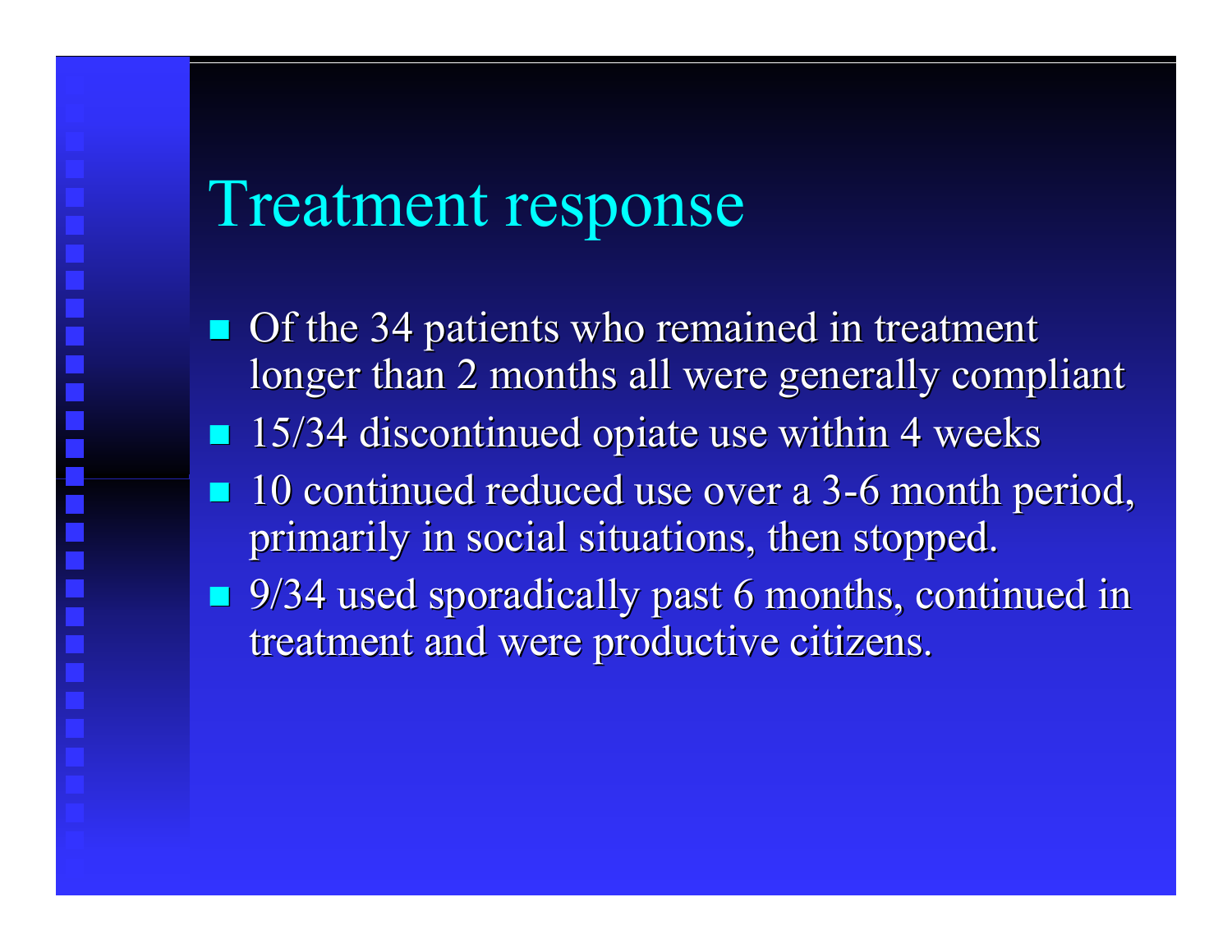# Treatment response

- Of the 34 patients who remained in treatment longer than 2 months all were generally compliant
- 15/34 discontinued opiate use within 4 weeks
- 10 continued reduced use over a 3-6 month period, primarily in social situations, then stopped.
- 9/34 used sporadically past 6 months, continued in treatment and were productive citizens.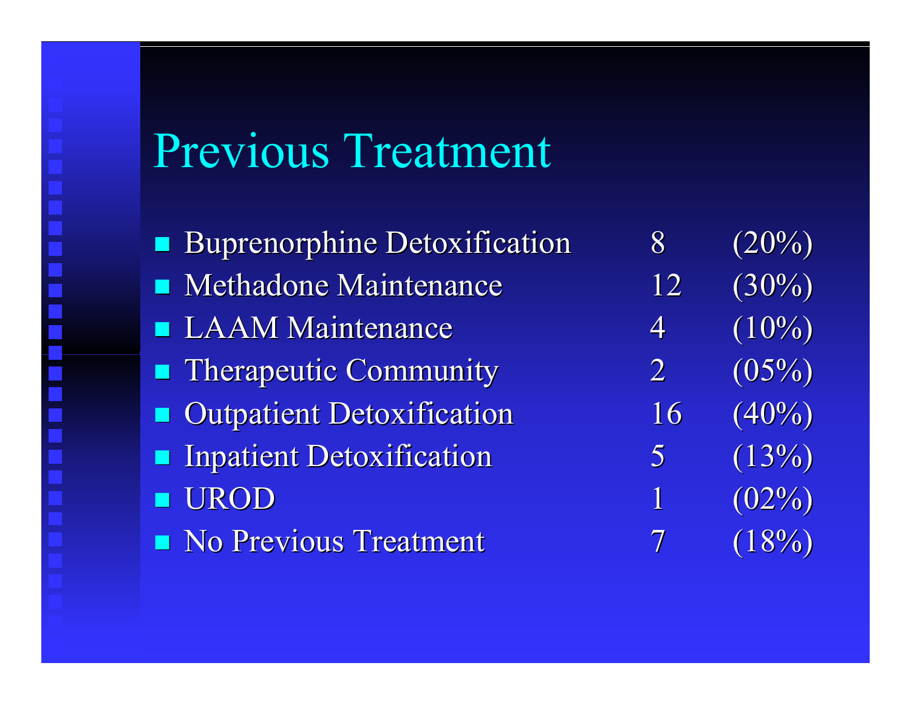# Previous Treatment

- Buprenorphine Detoxification 8 (20%)
- Methadone Maintenance 12 (30%)
- LAAM Maintenance 4 (10%)
- Therapeutic Community 2 (05%)
- Outpatient Detoxification 16 (40%)
- Inpatient Detoxification 5 (13%)
- UROD 1 (02%)
- No Previous Treatment 7 (18%)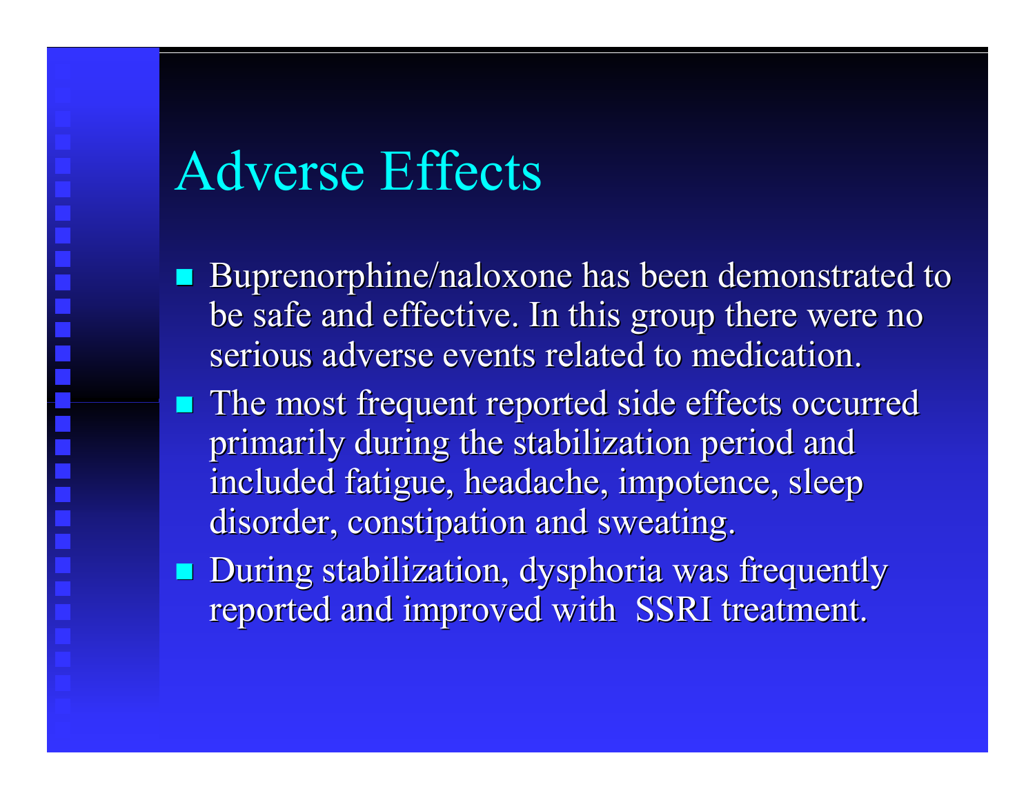# Adverse Effects

- Buprenorphine/naloxone has been demonstrated to be safe and effective. In this group there were no serious adverse events related to medication.
- The most frequent reported side effects occurred primarily during the stabilization period and included fatigue, headache, impotence, sleep disorder, constipation and sweating.
- During stabilization, dysphoria was frequently reported and improved with SSRI treatment.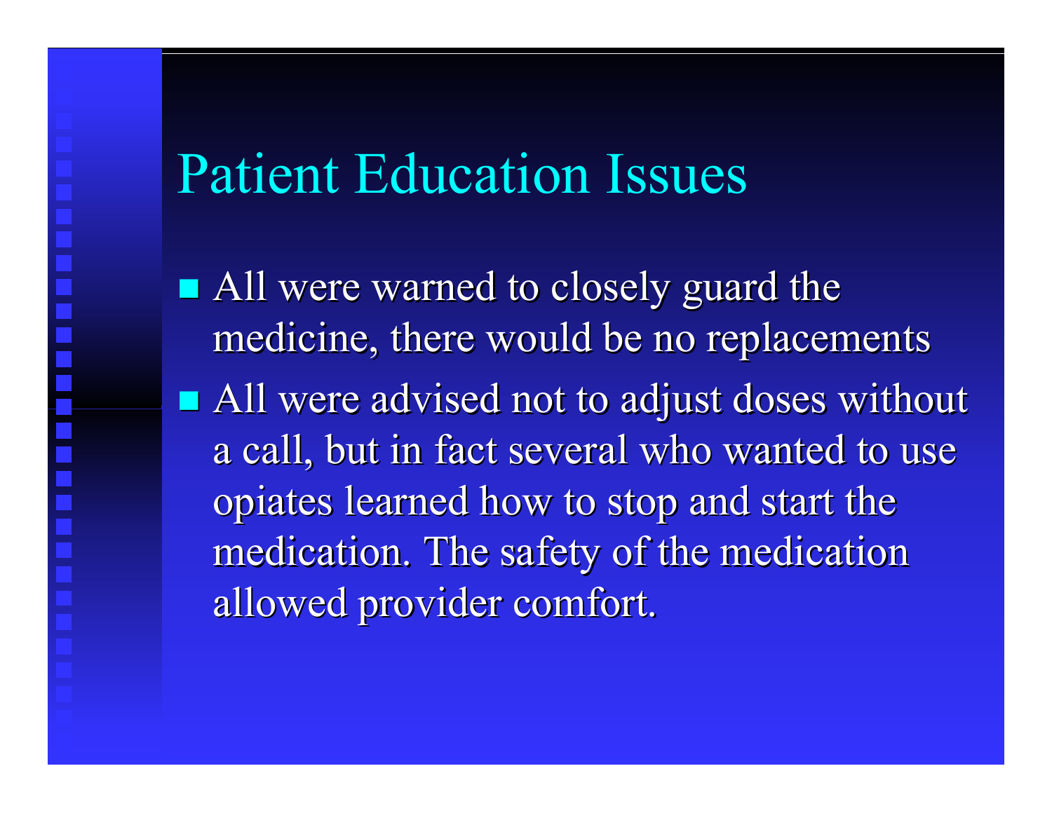# Patient Education Issues

- All were warned to closely guard the medicine, there would be no replacements
- All were advised not to adjust doses without a call, but in fact several who wanted to use opiates learned how to stop and start the medication. The safety of the medication allowed provider comfort.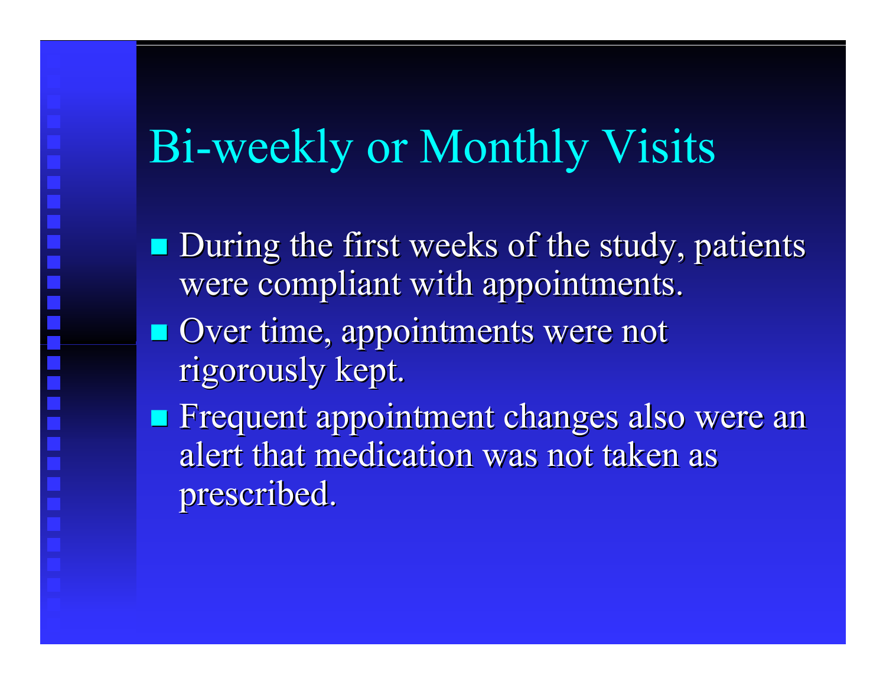# Bi-weekly or Monthly Visits

- During the first weeks of the study, patients were compliant with appointments.
- Over time, appointments were not rigorously kept.
- Frequent appointment changes also were an alert that medication was not taken as prescribed.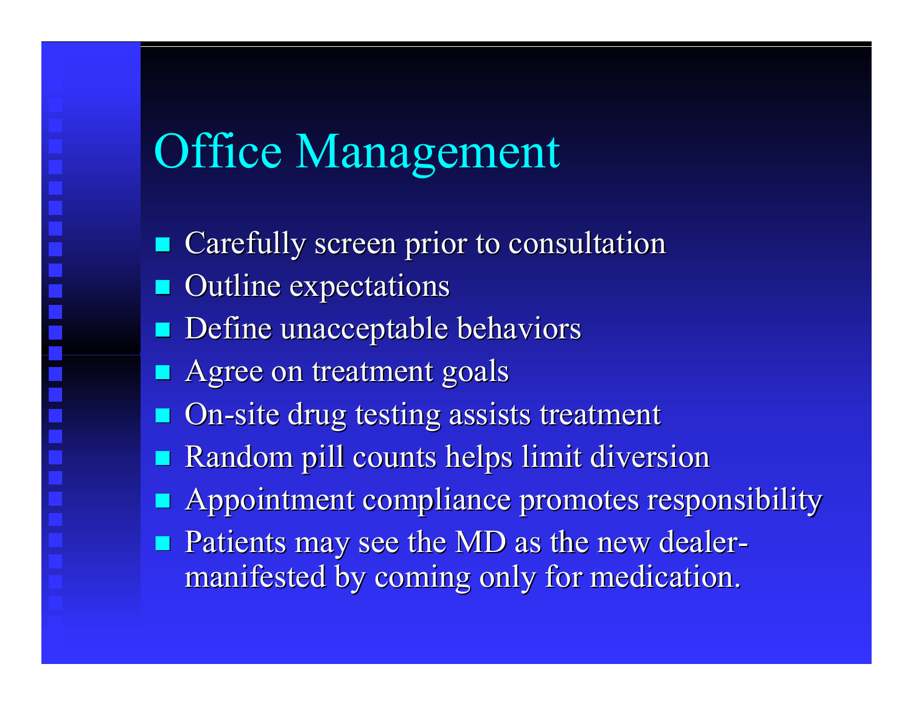# Office Management

- Carefully screen prior to consultation
- Outline expectations
- Define unacceptable behaviors
- Agree on treatment goals
- On-site drug testing assists treatment
- Random pill counts helps limit diversion
- Appointment compliance promotes responsibility
- Patients may see the MD as the new dealer-manifested by coming only for medication.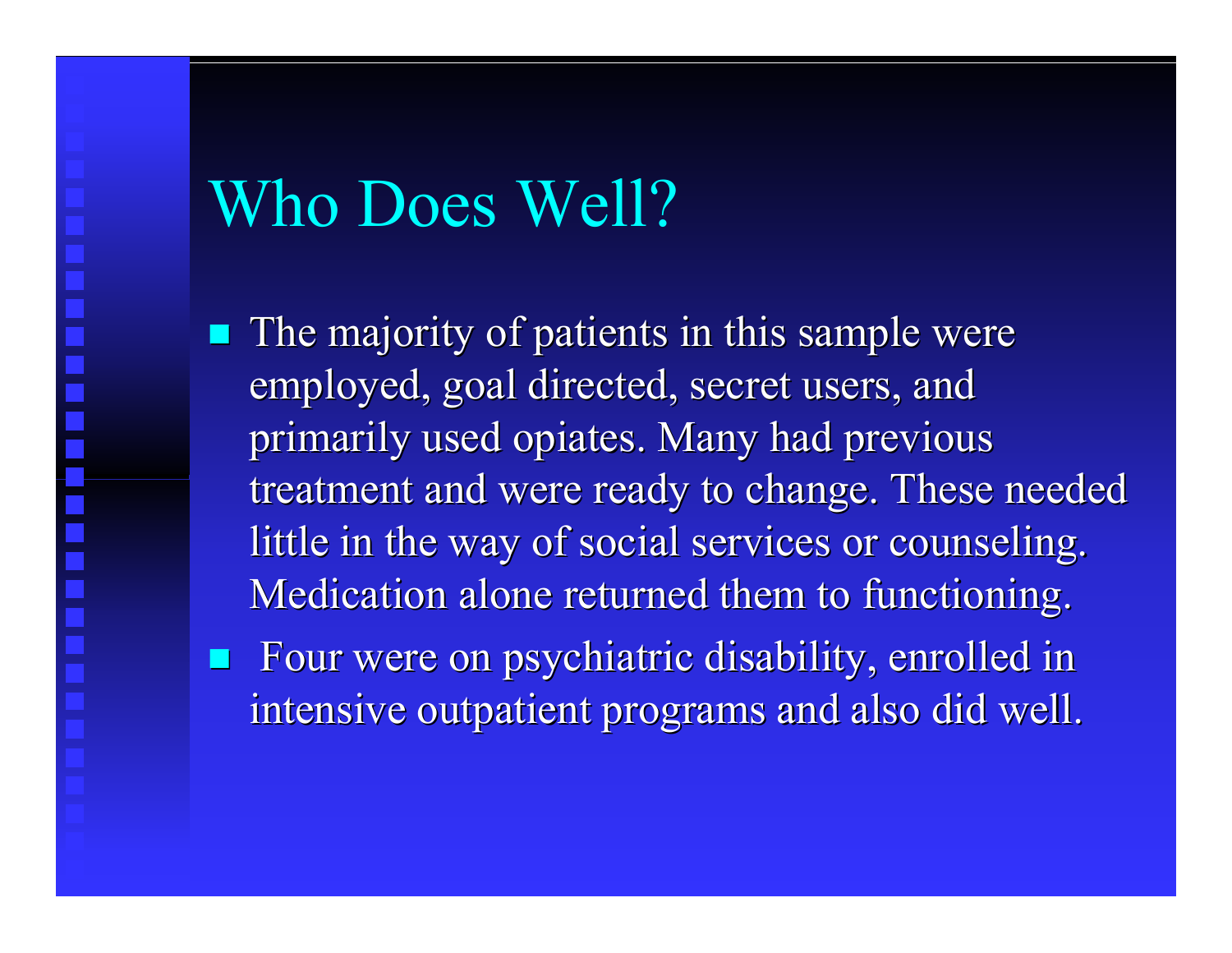# Who Does Well?

- The majority of patients in this sample were employed, goal directed, secret users, and primarily used opiates. Many had previous treatment and were ready to change. These needed little in the way of social services or counseling. Medication alone returned them to functioning.
- Four were on psychiatric disability, enrolled in intensive outpatient programs and also did well.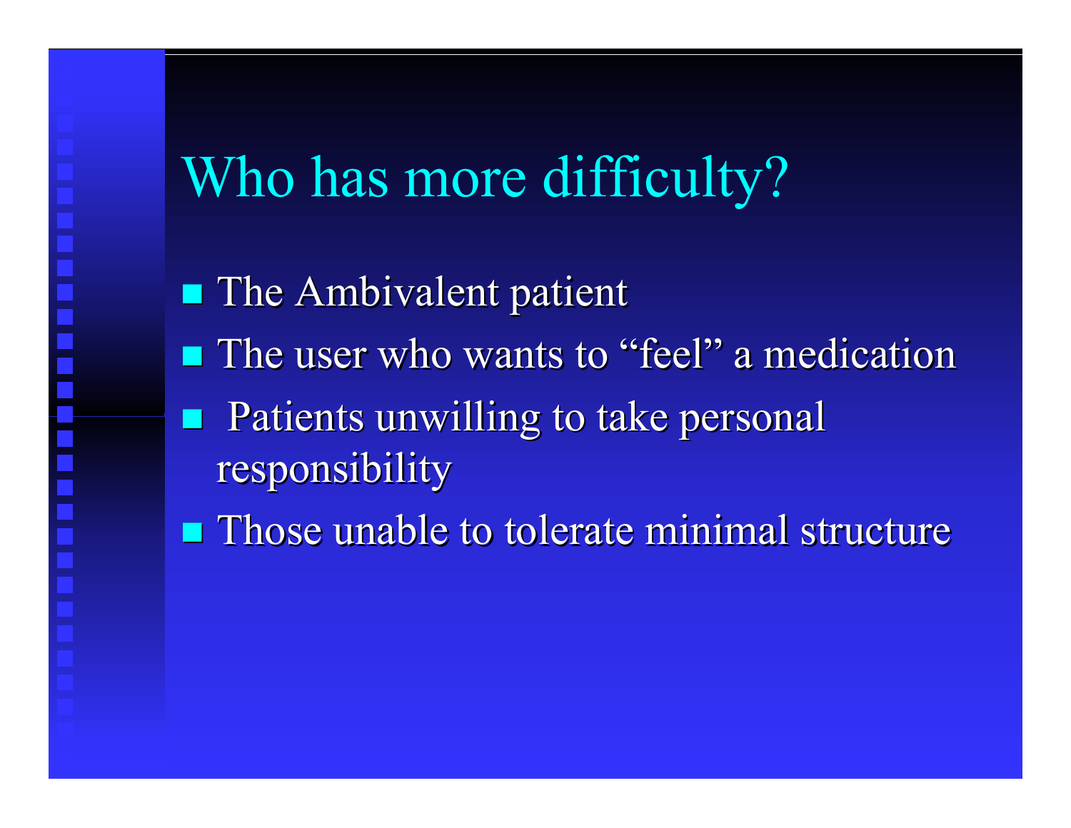# Who has more difficulty?

- The Ambivalent patient
- The user who wants to "feel" a medication
- Patients unwilling to take personal responsibility
- Those unable to tolerate minimal structure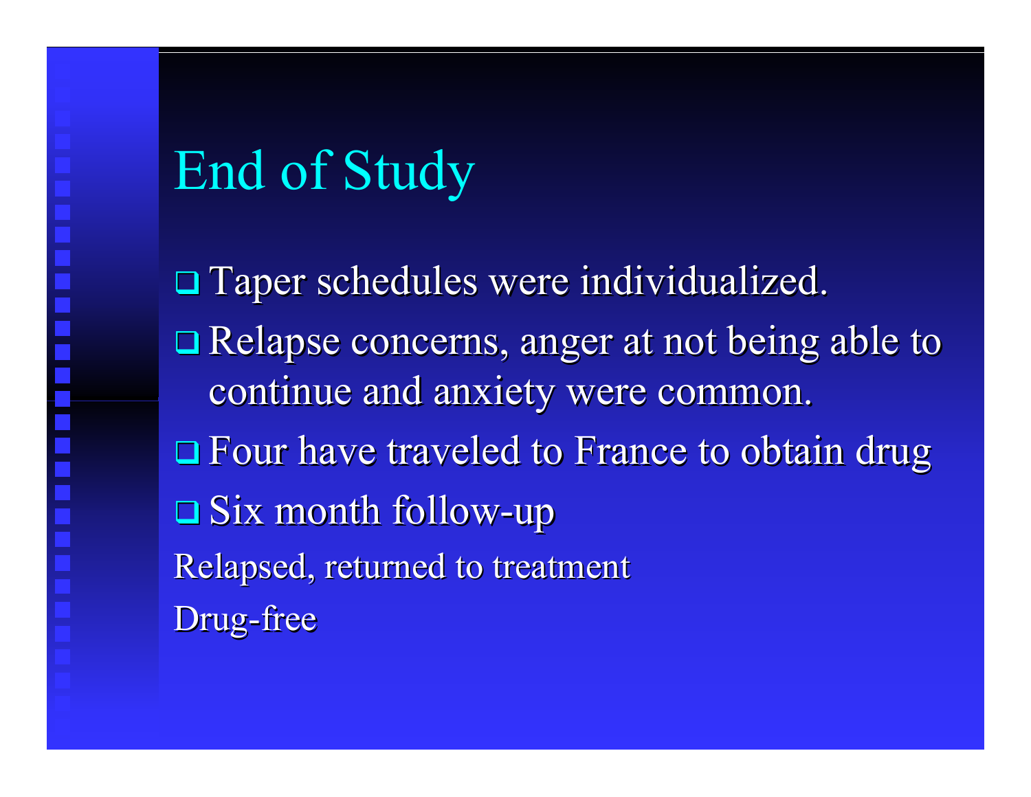# End of Study

- Taper schedules were individualized.
- Relapse concerns, anger at not being able to continue and anxiety were common.
- Four have traveled to France to obtain drug
- Six month follow-up

Relapsed, returned to treatment

Drug-free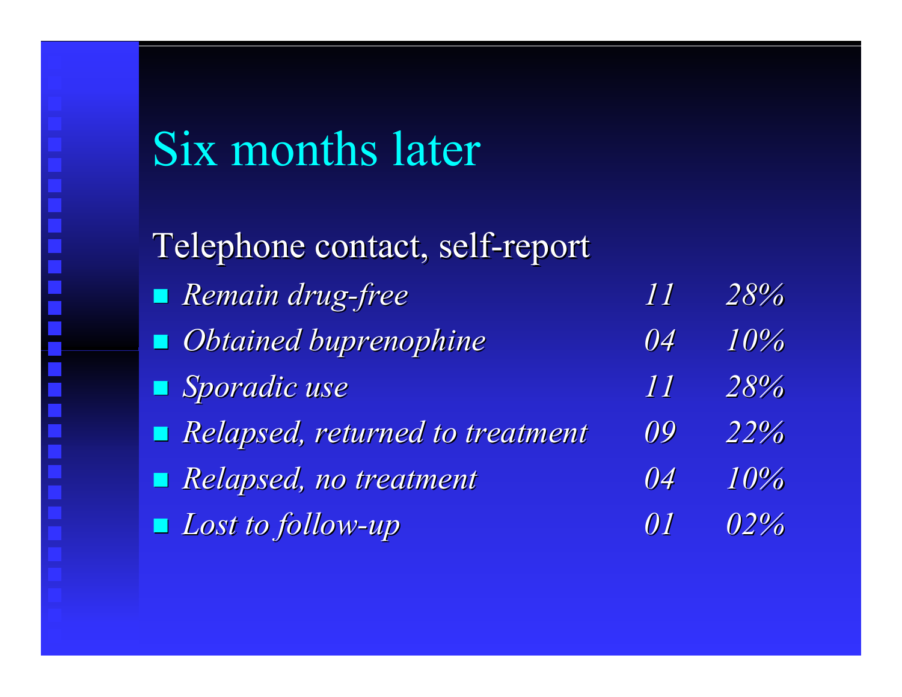# Six months later

Telephone contact, self-report

| | | |
|---|---|---|
| *Remain drug-free* | *11* | *28%* |
| *Obtained buprenophine* | *04* | *10%* |
| *Sporadic use* | *11* | *28%* |
| *Relapsed, returned to treatment* | *09* | *22%* |
| *Relapsed, no treatment* | *04* | *10%* |
| *Lost to follow-up* | *01* | *02%* |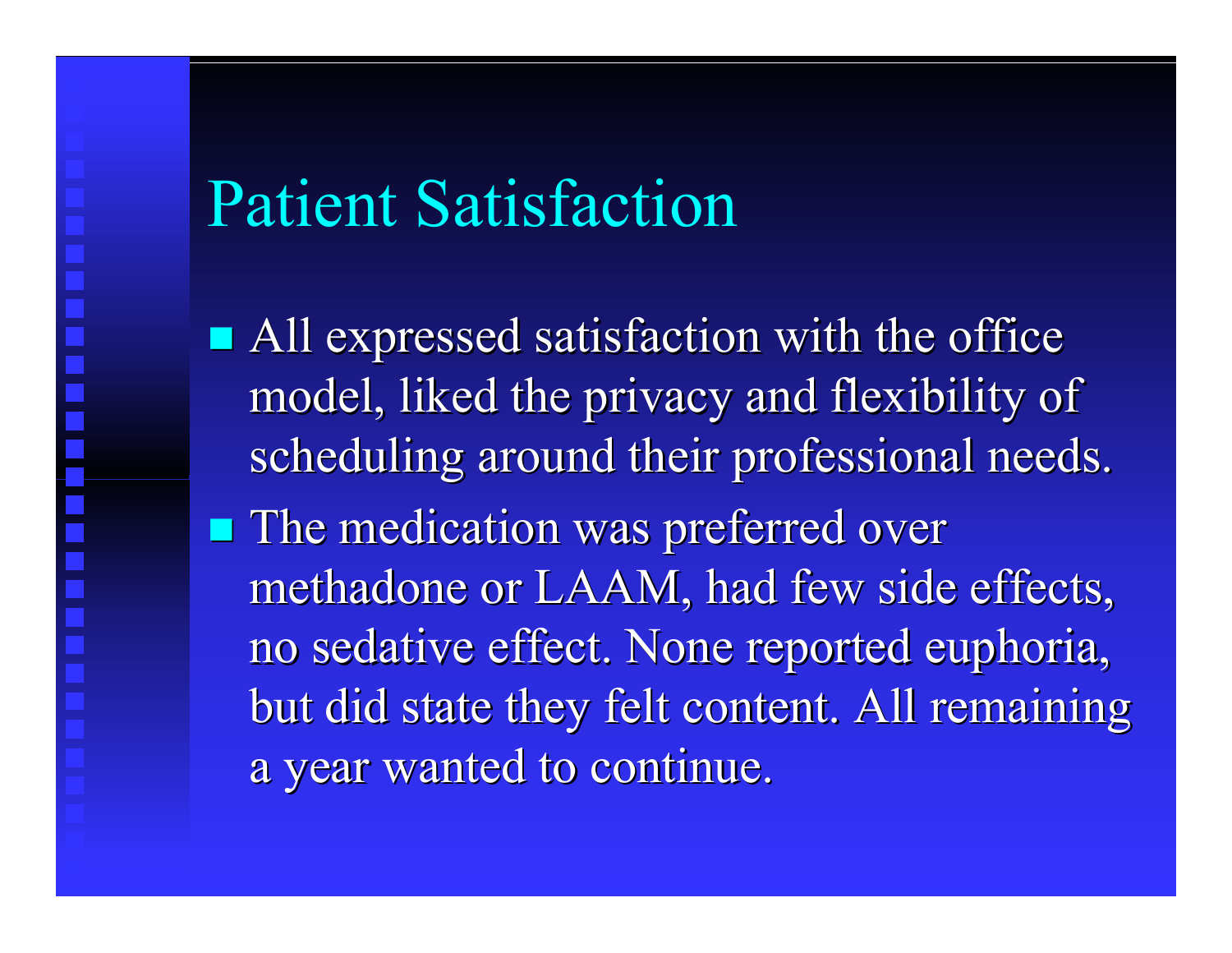# Patient Satisfaction

- All expressed satisfaction with the office model, liked the privacy and flexibility of scheduling around their professional needs.
- The medication was preferred over methadone or LAAM, had few side effects, no sedative effect. None reported euphoria, but did state they felt content. All remaining a year wanted to continue.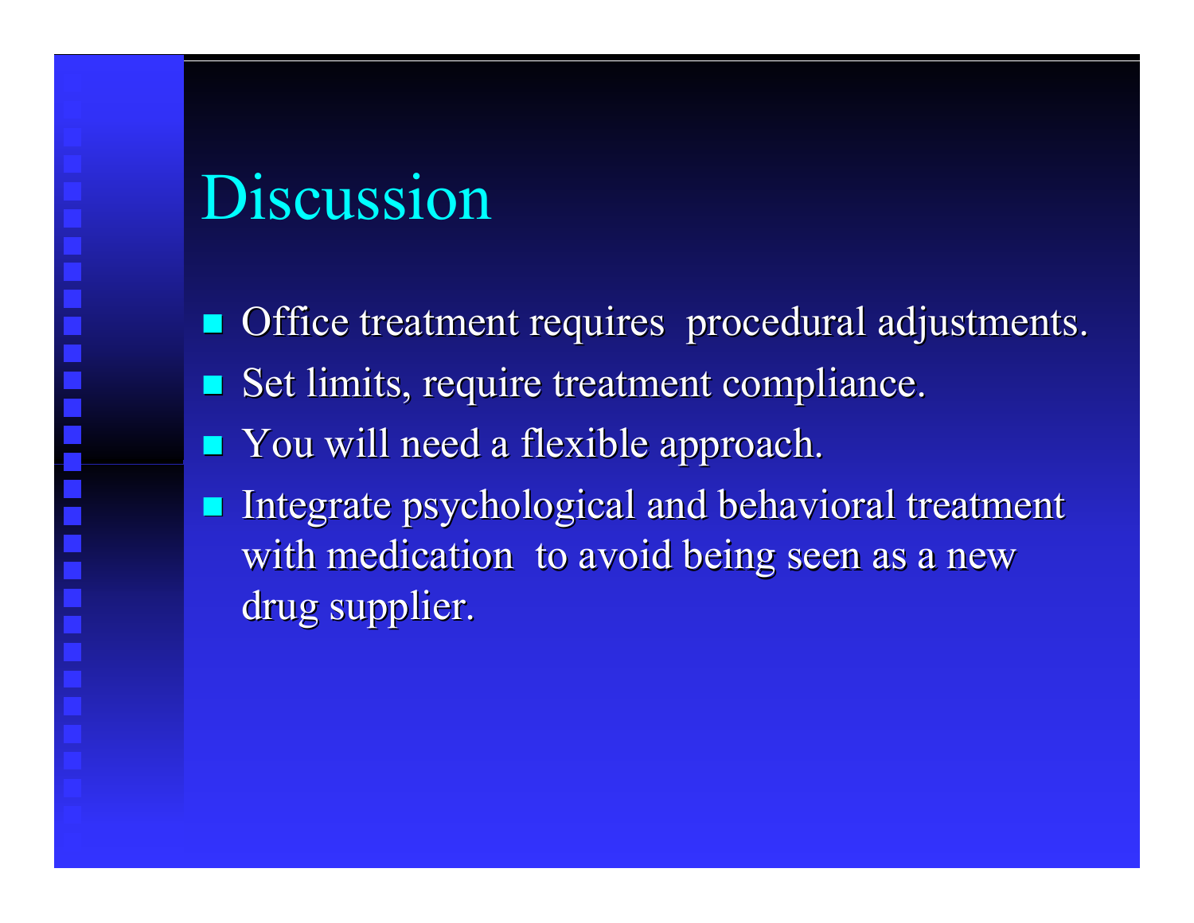# Discussion

- Office treatment requires procedural adjustments.
- Set limits, require treatment compliance.
- You will need a flexible approach.
- Integrate psychological and behavioral treatment with medication to avoid being seen as a new drug supplier.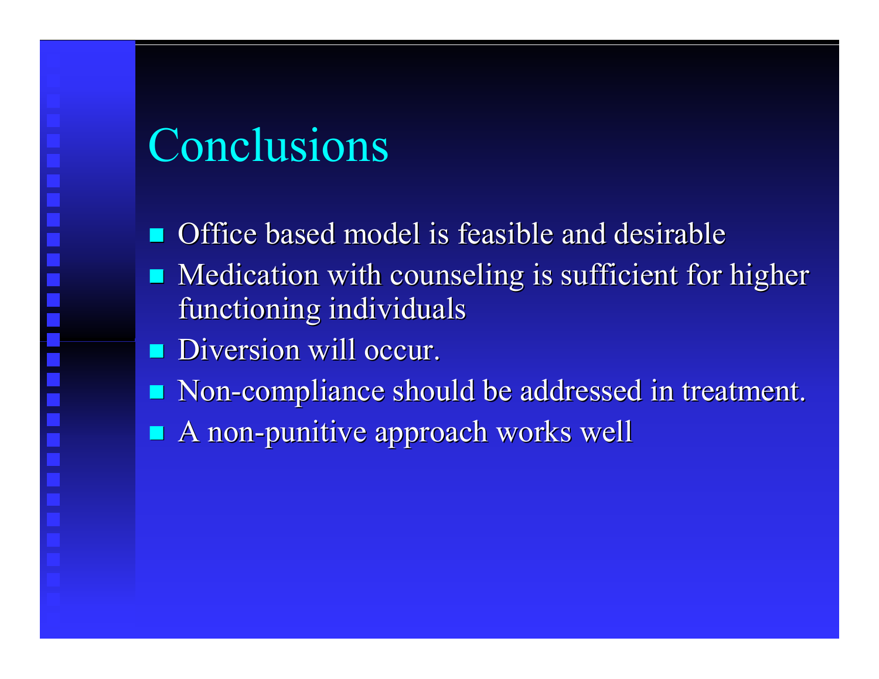# Conclusions

- Office based model is feasible and desirable
- Medication with counseling is sufficient for higher functioning individuals
- Diversion will occur.
- Non-compliance should be addressed in treatment.
- A non-punitive approach works well